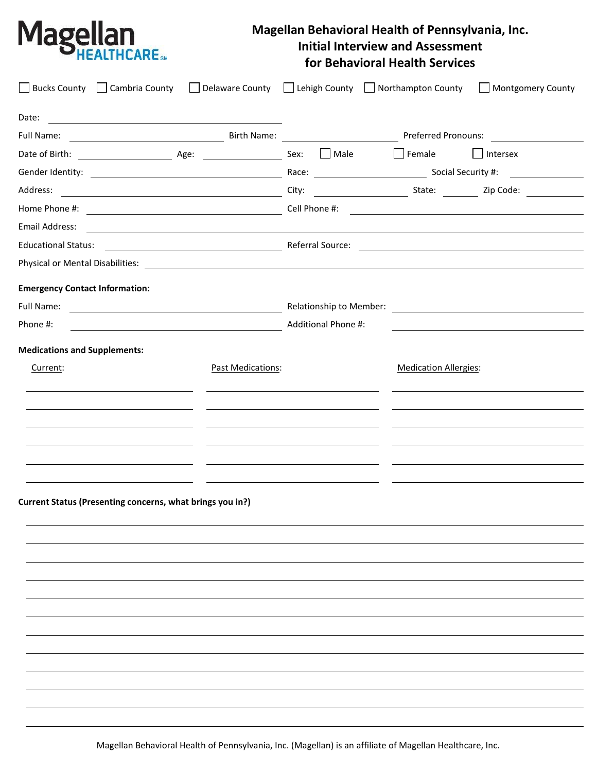Magellan HEALTHCARE

# Magellan Behavioral Health of Pennsylvania, Inc.
## Initial Interview and Assessment for Behavioral Health Services

☐ Bucks County ☐ Cambria County ☐ Delaware County ☐ Lehigh County ☐ Northampton County ☐ Montgomery County

Date: ______________________

Full Name: ______________________ Birth Name: ______________________ Preferred Pronouns: ______________________

Date of Birth: ______________________ Age: ______________________ Sex: ☐ Male ☐ Female ☐ Intersex

Gender Identity: ______________________ Race: ______________________ Social Security #: ______________________

Address: ______________________ City: ______________________ State: __________ Zip Code: __________

Home Phone #: ______________________ Cell Phone #: ______________________

Email Address: ______________________

Educational Status: ______________________ Referral Source: ______________________

Physical or Mental Disabilities: ______________________

**Emergency Contact Information:**

Full Name: ______________________ Relationship to Member: ______________________

Phone #: ______________________ Additional Phone #: ______________________

**Medications and Supplements:**

| Current: | Past Medications: | Medication Allergies: |
|---|---|---|
| | | |
| | | |
| | | |
| | | |
| | | |
| | | |

**Current Status (Presenting concerns, what brings you in?)**

______________________

______________________

______________________

______________________

______________________

______________________

______________________

______________________

______________________

______________________

______________________

______________________

Magellan Behavioral Health of Pennsylvania, Inc. (Magellan) is an affiliate of Magellan Healthcare, Inc.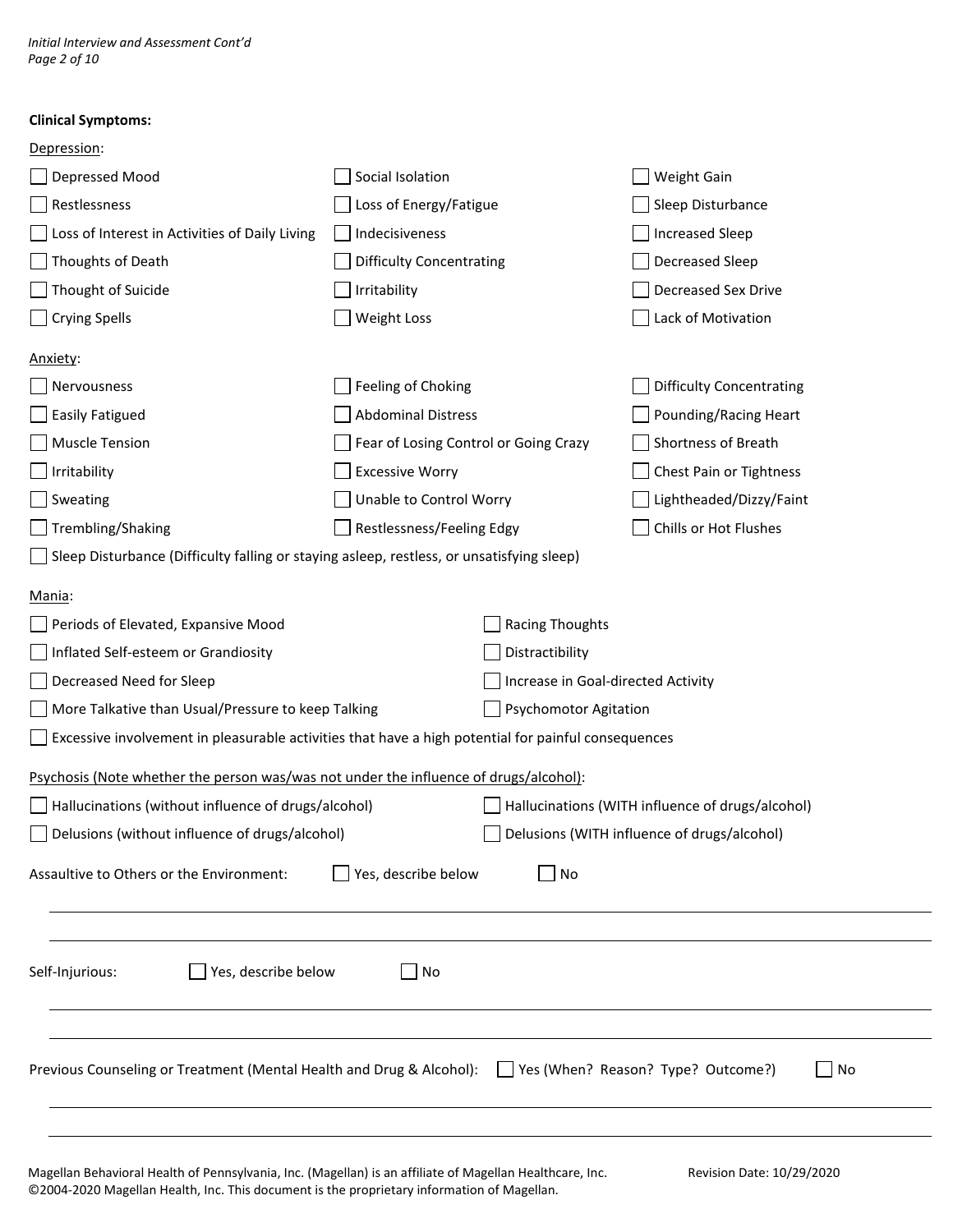**Clinical Symptoms:**

Depression:

- ☐ Depressed Mood
- ☐ Social Isolation
- ☐ Weight Gain
- ☐ Restlessness
- ☐ Loss of Energy/Fatigue
- ☐ Sleep Disturbance
- ☐ Loss of Interest in Activities of Daily Living
- ☐ Indecisiveness
- ☐ Increased Sleep
- ☐ Thoughts of Death
- ☐ Difficulty Concentrating
- ☐ Decreased Sleep
- ☐ Thought of Suicide
- ☐ Irritability
- ☐ Decreased Sex Drive
- ☐ Crying Spells
- ☐ Weight Loss
- ☐ Lack of Motivation

Anxiety:

- ☐ Nervousness
- ☐ Feeling of Choking
- ☐ Difficulty Concentrating
- ☐ Easily Fatigued
- ☐ Abdominal Distress
- ☐ Pounding/Racing Heart
- ☐ Muscle Tension
- ☐ Fear of Losing Control or Going Crazy
- ☐ Shortness of Breath
- ☐ Irritability
- ☐ Excessive Worry
- ☐ Chest Pain or Tightness
- ☐ Sweating
- ☐ Unable to Control Worry
- ☐ Lightheaded/Dizzy/Faint
- ☐ Trembling/Shaking
- ☐ Restlessness/Feeling Edgy
- ☐ Chills or Hot Flushes
- ☐ Sleep Disturbance (Difficulty falling or staying asleep, restless, or unsatisfying sleep)

Mania:

- ☐ Periods of Elevated, Expansive Mood
- ☐ Racing Thoughts
- ☐ Inflated Self-esteem or Grandiosity
- ☐ Distractibility
- ☐ Decreased Need for Sleep
- ☐ Increase in Goal-directed Activity
- ☐ More Talkative than Usual/Pressure to keep Talking
- ☐ Psychomotor Agitation
- ☐ Excessive involvement in pleasurable activities that have a high potential for painful consequences

Psychosis (Note whether the person was/was not under the influence of drugs/alcohol):

- ☐ Hallucinations (without influence of drugs/alcohol)
- ☐ Hallucinations (WITH influence of drugs/alcohol)
- ☐ Delusions (without influence of drugs/alcohol)
- ☐ Delusions (WITH influence of drugs/alcohol)

Assaultive to Others or the Environment: ☐ Yes, describe below ☐ No

_______________________________________________

_______________________________________________

Self-Injurious: ☐ Yes, describe below ☐ No

_______________________________________________

_______________________________________________

Previous Counseling or Treatment (Mental Health and Drug & Alcohol): ☐ Yes (When? Reason? Type? Outcome?) ☐ No

_______________________________________________

_______________________________________________

Magellan Behavioral Health of Pennsylvania, Inc. (Magellan) is an affiliate of Magellan Healthcare, Inc. Revision Date: 10/29/2020
©2004-2020 Magellan Health, Inc. This document is the proprietary information of Magellan.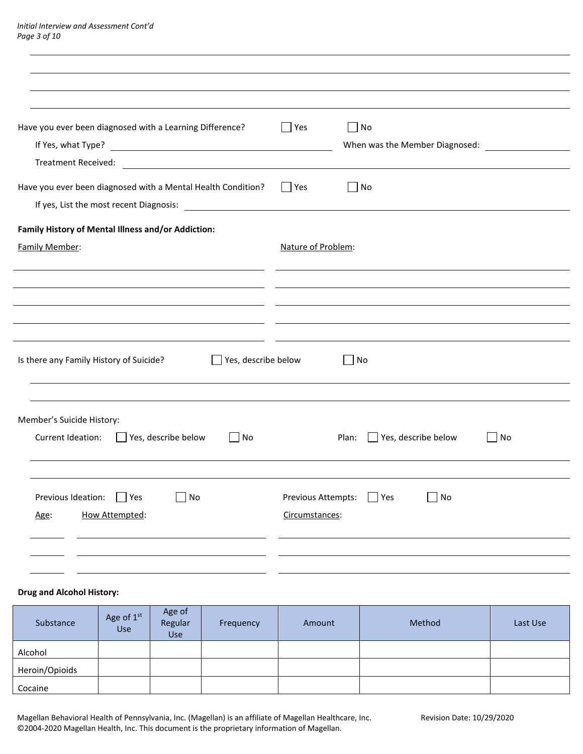Have you ever been diagnosed with a Learning Difference? ☐ Yes ☐ No

If Yes, what Type? ______________________ When was the Member Diagnosed: ______________

Treatment Received: ______________________

Have you ever been diagnosed with a Mental Health Condition? ☐ Yes ☐ No

If yes, List the most recent Diagnosis: ______________________

**Family History of Mental Illness and/or Addiction:**

| Family Member: | Nature of Problem: |
|---|---|
| | |
| | |
| | |
| | |
| | |

Is there any Family History of Suicide? ☐ Yes, describe below ☐ No

______________________

______________________

Member's Suicide History:

Current Ideation: ☐ Yes, describe below ☐ No Plan: ☐ Yes, describe below ☐ No

______________________

______________________

Previous Ideation: ☐ Yes ☐ No Previous Attempts: ☐ Yes ☐ No

| Age: | How Attempted: | Circumstances: |
|---|---|---|
| | | |
| | | |
| | | |

**Drug and Alcohol History:**

| Substance | Age of 1st Use | Age of Regular Use | Frequency | Amount | Method | Last Use |
|---|---|---|---|---|---|---|
| Alcohol | | | | | | |
| Heroin/Opioids | | | | | | |
| Cocaine | | | | | | |

Magellan Behavioral Health of Pennsylvania, Inc. (Magellan) is an affiliate of Magellan Healthcare, Inc. Revision Date: 10/29/2020
©2004-2020 Magellan Health, Inc. This document is the proprietary information of Magellan.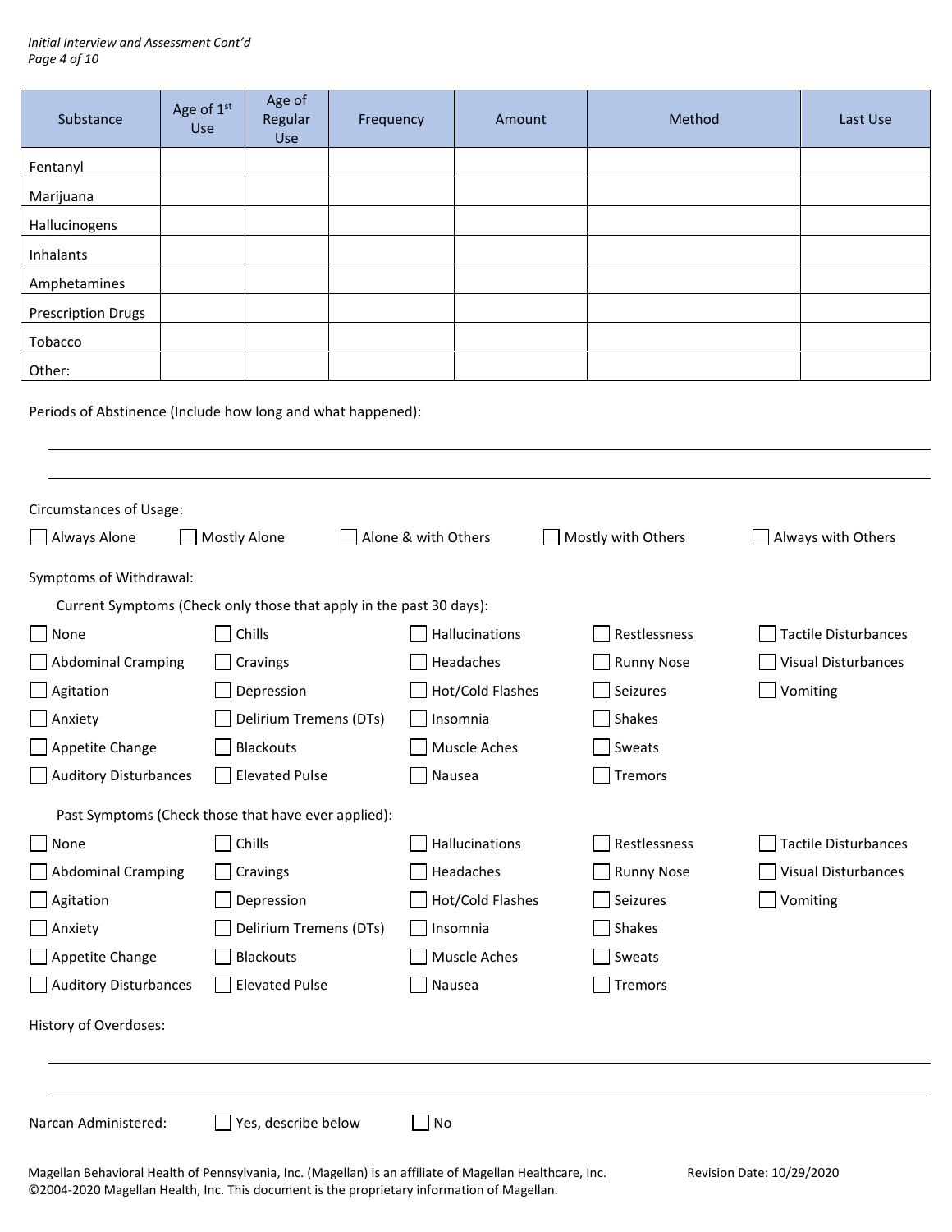| Substance | Age of 1st Use | Age of Regular Use | Frequency | Amount | Method | Last Use |
|---|---|---|---|---|---|---|
| Fentanyl | | | | | | |
| Marijuana | | | | | | |
| Hallucinogens | | | | | | |
| Inhalants | | | | | | |
| Amphetamines | | | | | | |
| Prescription Drugs | | | | | | |
| Tobacco | | | | | | |
| Other: | | | | | | |

Periods of Abstinence (Include how long and what happened):

______________________________________________________________________

______________________________________________________________________

Circumstances of Usage:

☐ Always Alone ☐ Mostly Alone ☐ Alone & with Others ☐ Mostly with Others ☐ Always with Others

Symptoms of Withdrawal:

Current Symptoms (Check only those that apply in the past 30 days):

- ☐ None
- ☐ Abdominal Cramping
- ☐ Agitation
- ☐ Anxiety
- ☐ Appetite Change
- ☐ Auditory Disturbances
- ☐ Chills
- ☐ Cravings
- ☐ Depression
- ☐ Delirium Tremens (DTs)
- ☐ Blackouts
- ☐ Elevated Pulse
- ☐ Hallucinations
- ☐ Headaches
- ☐ Hot/Cold Flashes
- ☐ Insomnia
- ☐ Muscle Aches
- ☐ Nausea
- ☐ Restlessness
- ☐ Runny Nose
- ☐ Seizures
- ☐ Shakes
- ☐ Sweats
- ☐ Tremors
- ☐ Tactile Disturbances
- ☐ Visual Disturbances
- ☐ Vomiting

Past Symptoms (Check those that have ever applied):

- ☐ None
- ☐ Abdominal Cramping
- ☐ Agitation
- ☐ Anxiety
- ☐ Appetite Change
- ☐ Auditory Disturbances
- ☐ Chills
- ☐ Cravings
- ☐ Depression
- ☐ Delirium Tremens (DTs)
- ☐ Blackouts
- ☐ Elevated Pulse
- ☐ Hallucinations
- ☐ Headaches
- ☐ Hot/Cold Flashes
- ☐ Insomnia
- ☐ Muscle Aches
- ☐ Nausea
- ☐ Restlessness
- ☐ Runny Nose
- ☐ Seizures
- ☐ Shakes
- ☐ Sweats
- ☐ Tremors
- ☐ Tactile Disturbances
- ☐ Visual Disturbances
- ☐ Vomiting

History of Overdoses:

______________________________________________________________________

______________________________________________________________________

Narcan Administered: ☐ Yes, describe below ☐ No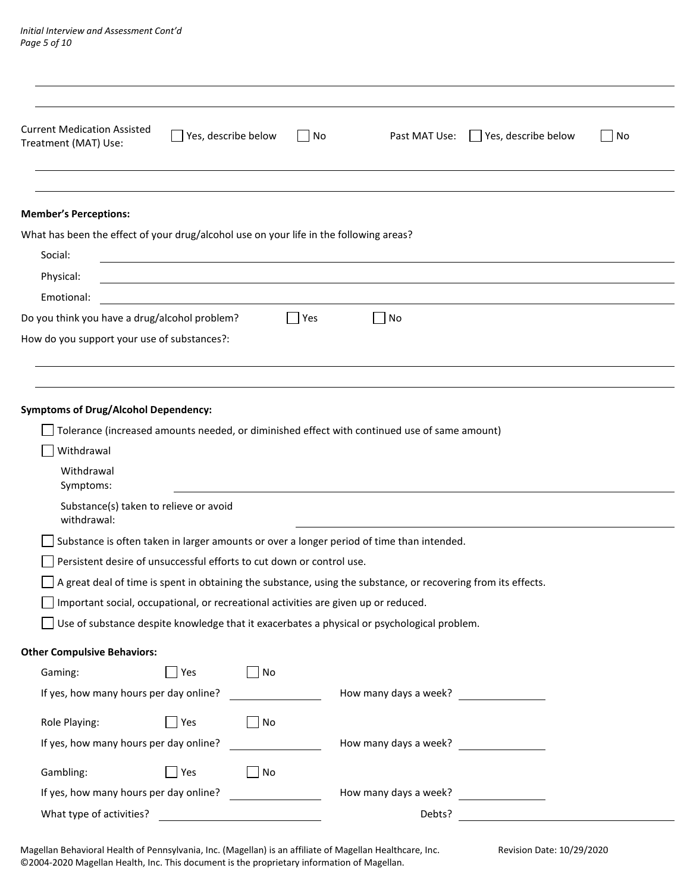Current Medication Assisted Treatment (MAT) Use: ☐ Yes, describe below ☐ No Past MAT Use: ☐ Yes, describe below ☐ No

**Member's Perceptions:**

What has been the effect of your drug/alcohol use on your life in the following areas?

Social: \_\_\_\_\_\_\_\_\_\_\_\_\_\_\_\_\_\_\_\_\_\_\_\_\_\_\_\_\_\_\_\_\_\_\_\_\_\_\_\_

Physical: \_\_\_\_\_\_\_\_\_\_\_\_\_\_\_\_\_\_\_\_\_\_\_\_\_\_\_\_\_\_\_\_\_\_\_\_\_\_\_\_

Emotional: \_\_\_\_\_\_\_\_\_\_\_\_\_\_\_\_\_\_\_\_\_\_\_\_\_\_\_\_\_\_\_\_\_\_\_\_\_\_\_\_

Do you think you have a drug/alcohol problem? ☐ Yes ☐ No

How do you support your use of substances?:

**Symptoms of Drug/Alcohol Dependency:**

- ☐ Tolerance (increased amounts needed, or diminished effect with continued use of same amount)
- ☐ Withdrawal
  - Withdrawal Symptoms: \_\_\_\_\_\_\_\_\_\_\_\_\_\_\_\_\_\_\_\_\_\_\_\_\_\_\_\_\_\_\_\_\_\_\_\_\_\_\_\_
  - Substance(s) taken to relieve or avoid withdrawal: \_\_\_\_\_\_\_\_\_\_\_\_\_\_\_\_\_\_\_\_\_\_\_\_\_\_\_\_\_\_\_\_\_\_\_\_\_\_\_\_
- ☐ Substance is often taken in larger amounts or over a longer period of time than intended.
- ☐ Persistent desire of unsuccessful efforts to cut down or control use.
- ☐ A great deal of time is spent in obtaining the substance, using the substance, or recovering from its effects.
- ☐ Important social, occupational, or recreational activities are given up or reduced.
- ☐ Use of substance despite knowledge that it exacerbates a physical or psychological problem.

**Other Compulsive Behaviors:**

Gaming: ☐ Yes ☐ No

If yes, how many hours per day online? \_\_\_\_\_\_\_\_\_\_ How many days a week? \_\_\_\_\_\_\_\_\_\_

Role Playing: ☐ Yes ☐ No

If yes, how many hours per day online? \_\_\_\_\_\_\_\_\_\_ How many days a week? \_\_\_\_\_\_\_\_\_\_

Gambling: ☐ Yes ☐ No

If yes, how many hours per day online? \_\_\_\_\_\_\_\_\_\_ How many days a week? \_\_\_\_\_\_\_\_\_\_

What type of activities? \_\_\_\_\_\_\_\_\_\_ Debts? \_\_\_\_\_\_\_\_\_\_

Magellan Behavioral Health of Pennsylvania, Inc. (Magellan) is an affiliate of Magellan Healthcare, Inc. Revision Date: 10/29/2020
©2004-2020 Magellan Health, Inc. This document is the proprietary information of Magellan.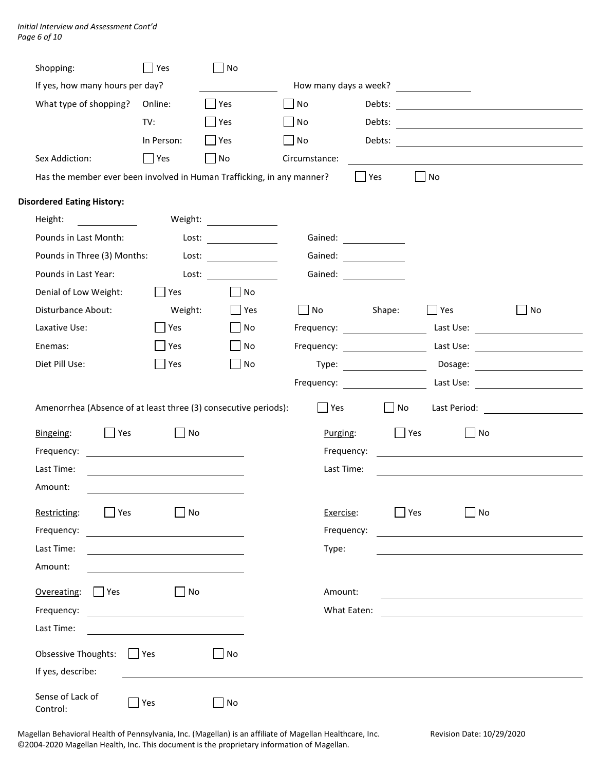Shopping: ☐ Yes ☐ No

If yes, how many hours per day? \_\_\_\_\_\_\_\_\_\_ How many days a week? \_\_\_\_\_\_\_\_\_\_

| What type of shopping? | | | | |
|---|---|---|---|---|
| Online: | ☐ Yes | ☐ No | Debts: | |
| TV: | ☐ Yes | ☐ No | Debts: | |
| In Person: | ☐ Yes | ☐ No | Debts: | |

Sex Addiction: ☐ Yes ☐ No Circumstance: \_\_\_\_\_\_\_\_\_\_

Has the member ever been involved in Human Trafficking, in any manner? ☐ Yes ☐ No

**Disordered Eating History:**

Height: \_\_\_\_\_\_\_\_\_\_ Weight: \_\_\_\_\_\_\_\_\_\_

| | Lost: | Gained: |
|---|---|---|
| Pounds in Last Month: | | |
| Pounds in Three (3) Months: | | |
| Pounds in Last Year: | | |

Denial of Low Weight: ☐ Yes ☐ No

Disturbance About: Weight: ☐ Yes ☐ No Shape: ☐ Yes ☐ No

Laxative Use: ☐ Yes ☐ No Frequency: \_\_\_\_\_\_\_\_\_\_ Last Use: \_\_\_\_\_\_\_\_\_\_

Enemas: ☐ Yes ☐ No Frequency: \_\_\_\_\_\_\_\_\_\_ Last Use: \_\_\_\_\_\_\_\_\_\_

Diet Pill Use: ☐ Yes ☐ No Type: \_\_\_\_\_\_\_\_\_\_ Dosage: \_\_\_\_\_\_\_\_\_\_

Frequency: \_\_\_\_\_\_\_\_\_\_ Last Use: \_\_\_\_\_\_\_\_\_\_

Amenorrhea (Absence of at least three (3) consecutive periods): ☐ Yes ☐ No Last Period: \_\_\_\_\_\_\_\_\_\_

<u>Bingeing</u>: ☐ Yes ☐ No

Frequency: \_\_\_\_\_\_\_\_\_\_

Last Time: \_\_\_\_\_\_\_\_\_\_

Amount: \_\_\_\_\_\_\_\_\_\_

<u>Purging</u>: ☐ Yes ☐ No

Frequency: \_\_\_\_\_\_\_\_\_\_

Last Time: \_\_\_\_\_\_\_\_\_\_

<u>Restricting</u>: ☐ Yes ☐ No

Frequency: \_\_\_\_\_\_\_\_\_\_

Last Time: \_\_\_\_\_\_\_\_\_\_

Amount: \_\_\_\_\_\_\_\_\_\_

<u>Exercise</u>: ☐ Yes ☐ No

Frequency: \_\_\_\_\_\_\_\_\_\_

Type: \_\_\_\_\_\_\_\_\_\_

<u>Overeating</u>: ☐ Yes ☐ No

Frequency: \_\_\_\_\_\_\_\_\_\_

Last Time: \_\_\_\_\_\_\_\_\_\_

Amount: \_\_\_\_\_\_\_\_\_\_

What Eaten: \_\_\_\_\_\_\_\_\_\_

Obsessive Thoughts: ☐ Yes ☐ No

If yes, describe: \_\_\_\_\_\_\_\_\_\_

Sense of Lack of Control: ☐ Yes ☐ No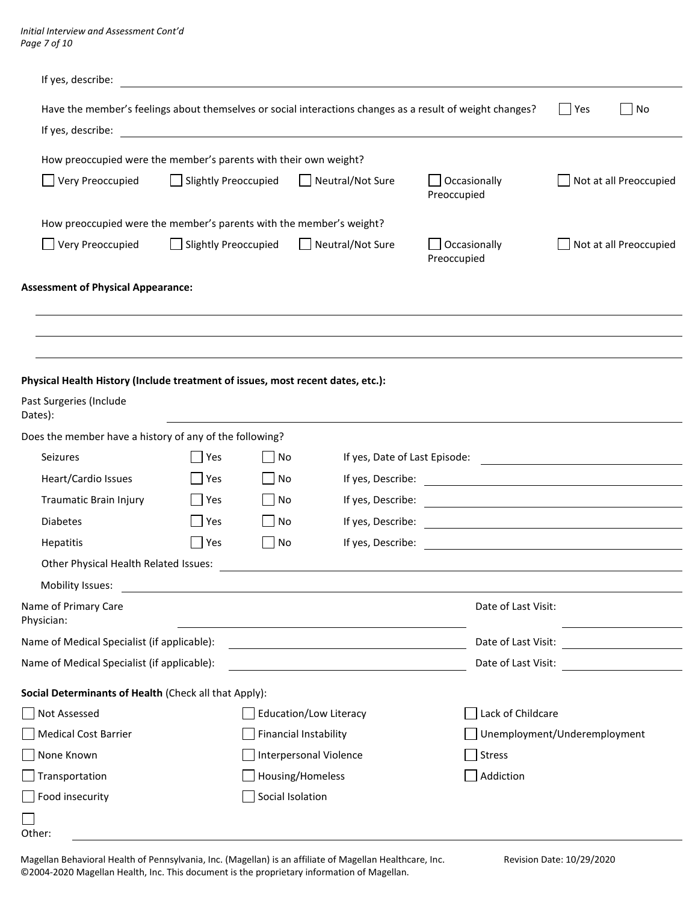If yes, describe: ______________________________________________

Have the member's feelings about themselves or social interactions changes as a result of weight changes? ☐ Yes ☐ No

If yes, describe: ______________________________________________

How preoccupied were the member's parents with their own weight?

☐ Very Preoccupied ☐ Slightly Preoccupied ☐ Neutral/Not Sure ☐ Occasionally Preoccupied ☐ Not at all Preoccupied

How preoccupied were the member's parents with the member's weight?

☐ Very Preoccupied ☐ Slightly Preoccupied ☐ Neutral/Not Sure ☐ Occasionally Preoccupied ☐ Not at all Preoccupied

**Assessment of Physical Appearance:**

______________________________________________

______________________________________________

______________________________________________

**Physical Health History (Include treatment of issues, most recent dates, etc.):**

Past Surgeries (Include Dates): ______________________________________________

Does the member have a history of any of the following?

| Condition | Yes | No | Details |
| --- | --- | --- | --- |
| Seizures | ☐ Yes | ☐ No | If yes, Date of Last Episode: ____________ |
| Heart/Cardio Issues | ☐ Yes | ☐ No | If yes, Describe: ____________ |
| Traumatic Brain Injury | ☐ Yes | ☐ No | If yes, Describe: ____________ |
| Diabetes | ☐ Yes | ☐ No | If yes, Describe: ____________ |
| Hepatitis | ☐ Yes | ☐ No | If yes, Describe: ____________ |

Other Physical Health Related Issues: ______________________________________________

Mobility Issues: ______________________________________________

Name of Primary Care Physician: ______________________ Date of Last Visit: ____________

Name of Medical Specialist (if applicable): ______________________ Date of Last Visit: ____________

Name of Medical Specialist (if applicable): ______________________ Date of Last Visit: ____________

**Social Determinants of Health** (Check all that Apply):

| | | |
| --- | --- | --- |
| ☐ Not Assessed | ☐ Education/Low Literacy | ☐ Lack of Childcare |
| ☐ Medical Cost Barrier | ☐ Financial Instability | ☐ Unemployment/Underemployment |
| ☐ None Known | ☐ Interpersonal Violence | ☐ Stress |
| ☐ Transportation | ☐ Housing/Homeless | ☐ Addiction |
| ☐ Food insecurity | ☐ Social Isolation | |

☐ Other: ______________________________________________

Magellan Behavioral Health of Pennsylvania, Inc. (Magellan) is an affiliate of Magellan Healthcare, Inc. ©2004-2020 Magellan Health, Inc. This document is the proprietary information of Magellan.

Revision Date: 10/29/2020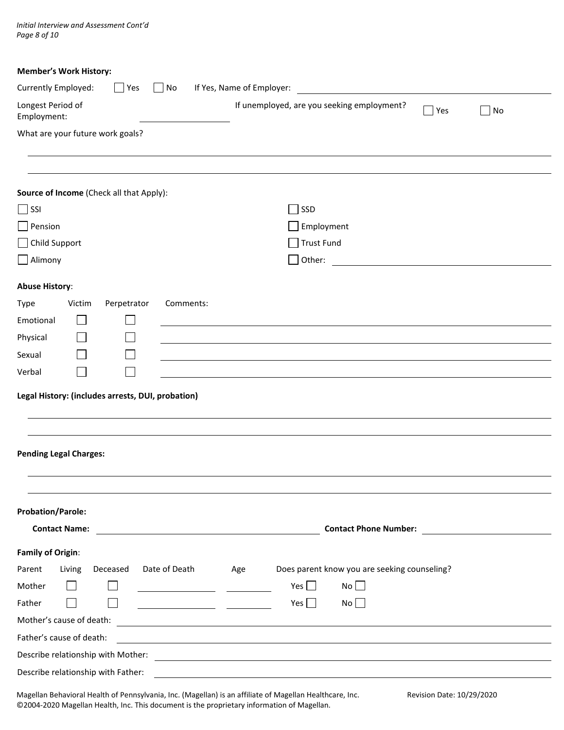**Member's Work History:**

Currently Employed: ☐ Yes ☐ No If Yes, Name of Employer: ______________________________

Longest Period of Employment: ______________ If unemployed, are you seeking employment? ☐ Yes ☐ No

What are your future work goals?

______________________________________________________________________

______________________________________________________________________

**Source of Income** (Check all that Apply):

☐ SSI
☐ SSD
☐ Pension
☐ Employment
☐ Child Support
☐ Trust Fund
☐ Alimony
☐ Other: ______________________________

**Abuse History**:

| Type | Victim | Perpetrator | Comments: |
|---|---|---|---|
| Emotional | ☐ | ☐ | |
| Physical | ☐ | ☐ | |
| Sexual | ☐ | ☐ | |
| Verbal | ☐ | ☐ | |

**Legal History: (includes arrests, DUI, probation)**

______________________________________________________________________

______________________________________________________________________

**Pending Legal Charges:**

______________________________________________________________________

______________________________________________________________________

**Probation/Parole:**

**Contact Name:** ______________________________ **Contact Phone Number:** ______________

**Family of Origin**:

| Parent | Living | Deceased | Date of Death | Age | Does parent know you are seeking counseling? |
|---|---|---|---|---|---|
| Mother | ☐ | ☐ | | | Yes ☐ No ☐ |
| Father | ☐ | ☐ | | | Yes ☐ No ☐ |

Mother's cause of death: ______________________________

Father's cause of death: ______________________________

Describe relationship with Mother: ______________________________

Describe relationship with Father: ______________________________

Magellan Behavioral Health of Pennsylvania, Inc. (Magellan) is an affiliate of Magellan Healthcare, Inc. Revision Date: 10/29/2020
©2004-2020 Magellan Health, Inc. This document is the proprietary information of Magellan.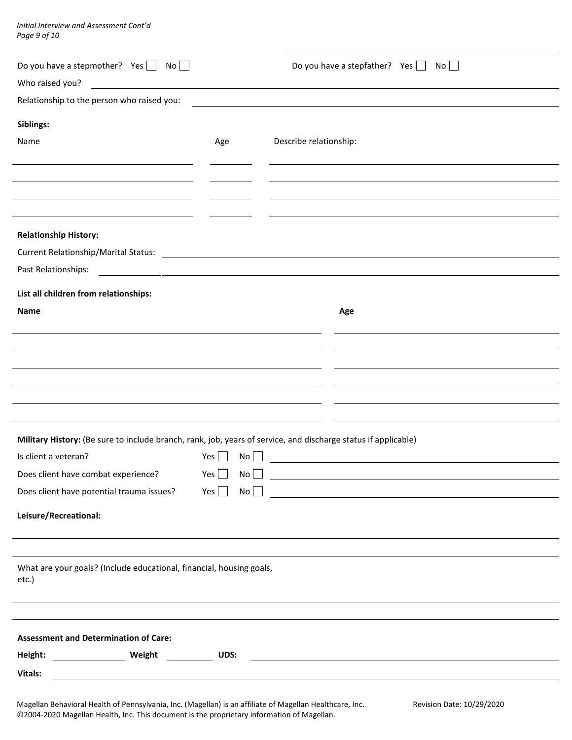Do you have a stepmother? Yes ☐ No ☐ | Do you have a stepfather? Yes ☐ No ☐

Who raised you? ______________________________

Relationship to the person who raised you: ______________________________

**Siblings:**

| Name | Age | Describe relationship: |
|---|---|---|
| | | |
| | | |
| | | |
| | | |

**Relationship History:**

Current Relationship/Marital Status: ______________________________

Past Relationships: ______________________________

**List all children from relationships:**

| **Name** | **Age** |
|---|---|
| | |
| | |
| | |
| | |
| | |
| | |

**Military History:** (Be sure to include branch, rank, job, years of service, and discharge status if applicable)

Is client a veteran? Yes ☐ No ☐ ______________________________

Does client have combat experience? Yes ☐ No ☐ ______________________________

Does client have potential trauma issues? Yes ☐ No ☐ ______________________________

**Leisure/Recreational:**

______________________________

______________________________

What are your goals? (Include educational, financial, housing goals, etc.)

______________________________

______________________________

**Assessment and Determination of Care:**

**Height:** __________ **Weight** __________ **UDS:** ______________________________

**Vitals:** ______________________________

Magellan Behavioral Health of Pennsylvania, Inc. (Magellan) is an affiliate of Magellan Healthcare, Inc. Revision Date: 10/29/2020
©2004-2020 Magellan Health, Inc. This document is the proprietary information of Magellan.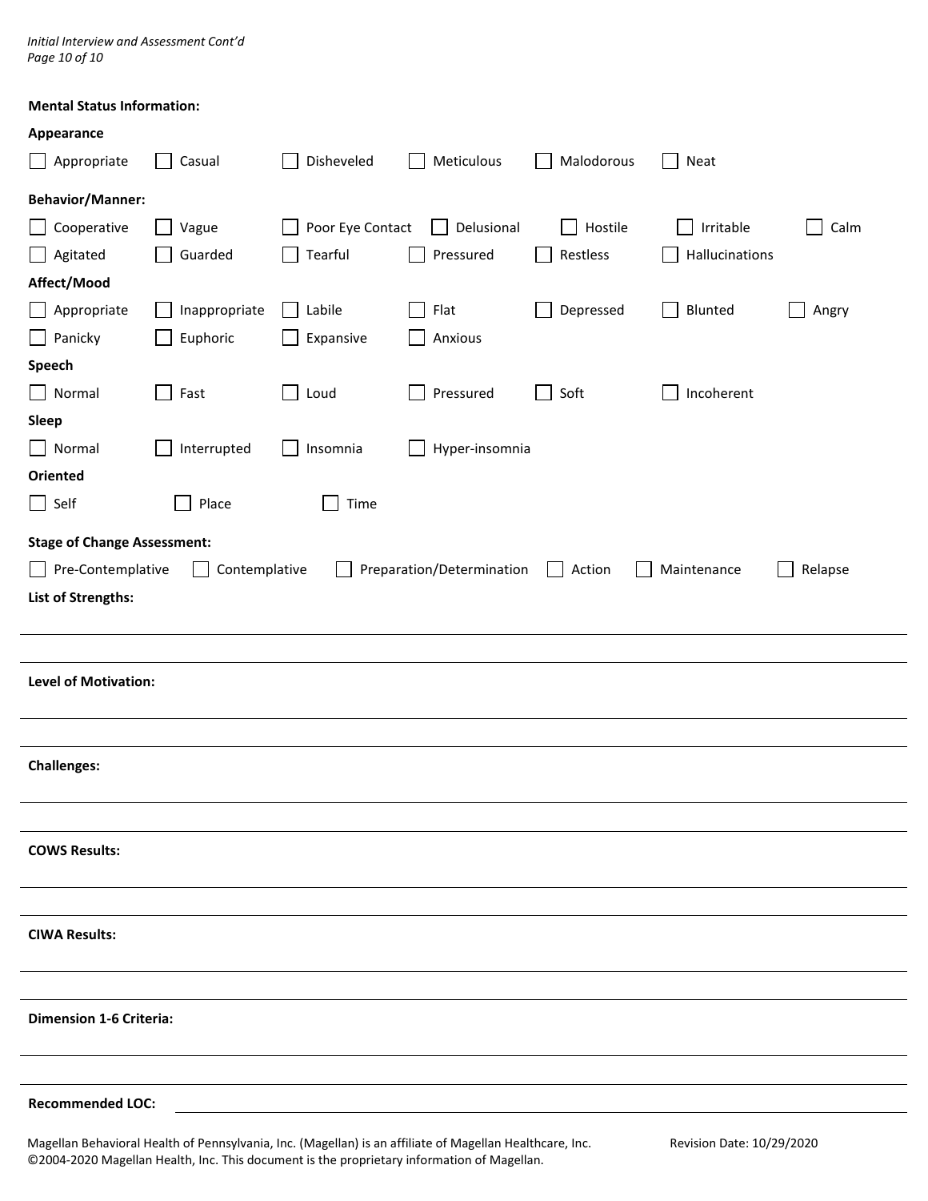**Mental Status Information:**

**Appearance**

☐ Appropriate ☐ Casual ☐ Disheveled ☐ Meticulous ☐ Malodorous ☐ Neat

**Behavior/Manner:**

☐ Cooperative ☐ Vague ☐ Poor Eye Contact ☐ Delusional ☐ Hostile ☐ Irritable ☐ Calm

☐ Agitated ☐ Guarded ☐ Tearful ☐ Pressured ☐ Restless ☐ Hallucinations

**Affect/Mood**

☐ Appropriate ☐ Inappropriate ☐ Labile ☐ Flat ☐ Depressed ☐ Blunted ☐ Angry

☐ Panicky ☐ Euphoric ☐ Expansive ☐ Anxious

**Speech**

☐ Normal ☐ Fast ☐ Loud ☐ Pressured ☐ Soft ☐ Incoherent

**Sleep**

☐ Normal ☐ Interrupted ☐ Insomnia ☐ Hyper-insomnia

**Oriented**

☐ Self ☐ Place ☐ Time

**Stage of Change Assessment:**

☐ Pre-Contemplative ☐ Contemplative ☐ Preparation/Determination ☐ Action ☐ Maintenance ☐ Relapse

**List of Strengths:**

______________________________________________________________________________

______________________________________________________________________________

**Level of Motivation:**

______________________________________________________________________________

______________________________________________________________________________

**Challenges:**

______________________________________________________________________________

______________________________________________________________________________

**COWS Results:**

______________________________________________________________________________

______________________________________________________________________________

**CIWA Results:**

______________________________________________________________________________

______________________________________________________________________________

**Dimension 1-6 Criteria:**

______________________________________________________________________________

______________________________________________________________________________

**Recommended LOC:** ____________________________________________________________

Magellan Behavioral Health of Pennsylvania, Inc. (Magellan) is an affiliate of Magellan Healthcare, Inc. Revision Date: 10/29/2020
©2004-2020 Magellan Health, Inc. This document is the proprietary information of Magellan.